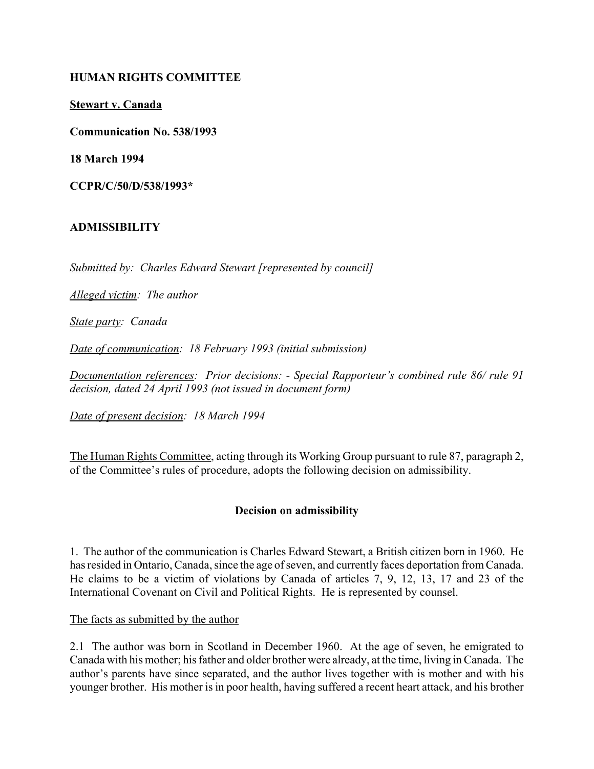**HUMAN RIGHTS COMMITTEE**

**Stewart v. Canada**

**Communication No. 538/1993**

**18 March 1994**

**CCPR/C/50/D/538/1993***

**ADMISSIBILITY**

*Submitted by: Charles Edward Stewart [represented by council]*

*Alleged victim: The author*

*State party: Canada*

*Date of communication: 18 February 1993 (initial submission)*

*Documentation references: Prior decisions: - Special Rapporteur's combined rule 86/ rule 91 decision, dated 24 April 1993 (not issued in document form)*

*Date of present decision: 18 March 1994*

The Human Rights Committee, acting through its Working Group pursuant to rule 87, paragraph 2, of the Committee's rules of procedure, adopts the following decision on admissibility.

**Decision on admissibility**

1. The author of the communication is Charles Edward Stewart, a British citizen born in 1960. He has resided in Ontario, Canada, since the age of seven, and currently faces deportation from Canada. He claims to be a victim of violations by Canada of articles 7, 9, 12, 13, 17 and 23 of the International Covenant on Civil and Political Rights. He is represented by counsel.

The facts as submitted by the author

2.1 The author was born in Scotland in December 1960. At the age of seven, he emigrated to Canada with his mother; his father and older brother were already, at the time, living in Canada. The author's parents have since separated, and the author lives together with is mother and with his younger brother. His mother is in poor health, having suffered a recent heart attack, and his brother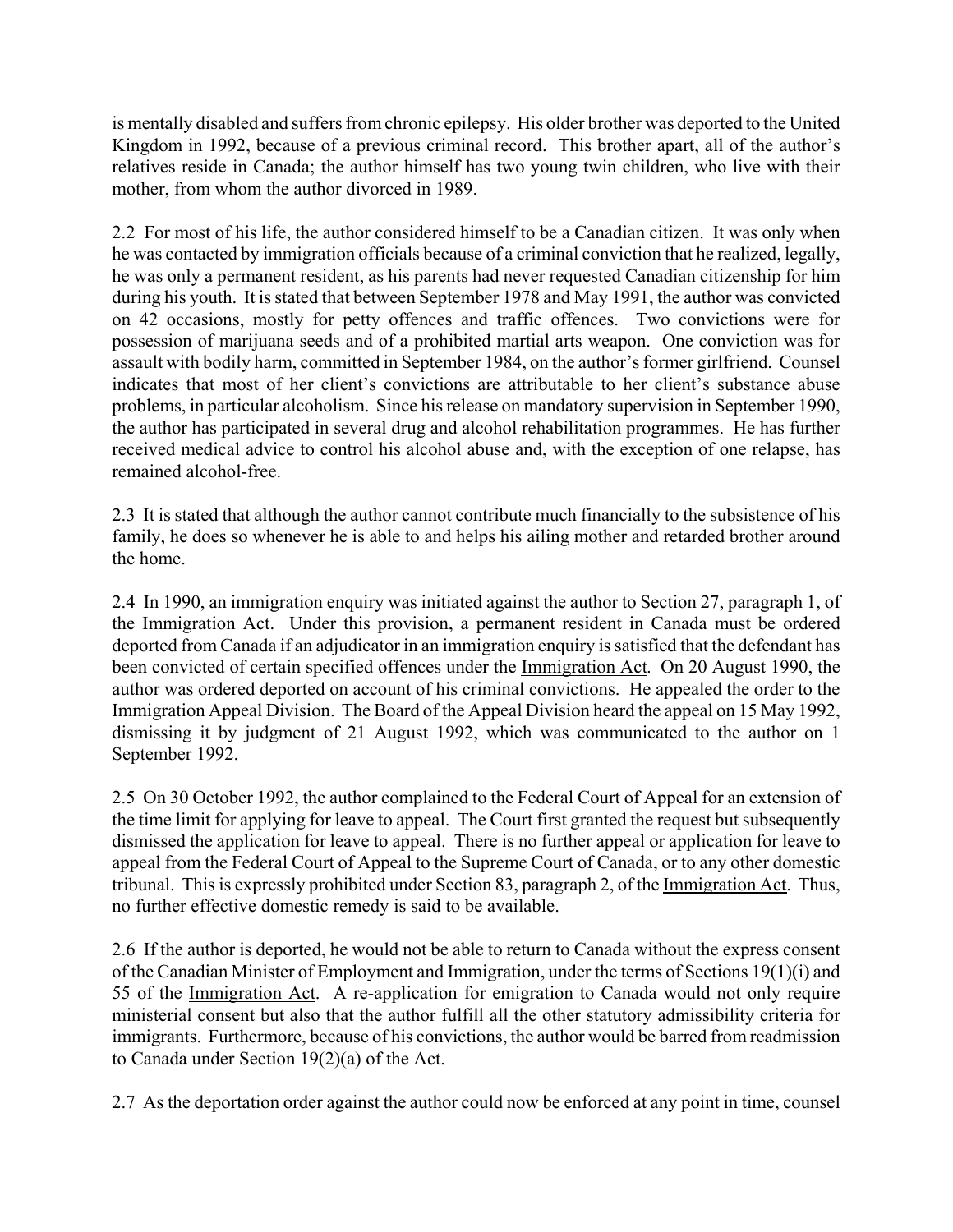is mentally disabled and suffers from chronic epilepsy. His older brother was deported to the United Kingdom in 1992, because of a previous criminal record. This brother apart, all of the author's relatives reside in Canada; the author himself has two young twin children, who live with their mother, from whom the author divorced in 1989.

2.2 For most of his life, the author considered himself to be a Canadian citizen. It was only when he was contacted by immigration officials because of a criminal conviction that he realized, legally, he was only a permanent resident, as his parents had never requested Canadian citizenship for him during his youth. It is stated that between September 1978 and May 1991, the author was convicted on 42 occasions, mostly for petty offences and traffic offences. Two convictions were for possession of marijuana seeds and of a prohibited martial arts weapon. One conviction was for assault with bodily harm, committed in September 1984, on the author's former girlfriend. Counsel indicates that most of her client's convictions are attributable to her client's substance abuse problems, in particular alcoholism. Since his release on mandatory supervision in September 1990, the author has participated in several drug and alcohol rehabilitation programmes. He has further received medical advice to control his alcohol abuse and, with the exception of one relapse, has remained alcohol-free.

2.3 It is stated that although the author cannot contribute much financially to the subsistence of his family, he does so whenever he is able to and helps his ailing mother and retarded brother around the home.

2.4 In 1990, an immigration enquiry was initiated against the author to Section 27, paragraph 1, of the <u>Immigration Act</u>. Under this provision, a permanent resident in Canada must be ordered deported from Canada if an adjudicator in an immigration enquiry is satisfied that the defendant has been convicted of certain specified offences under the <u>Immigration Act</u>. On 20 August 1990, the author was ordered deported on account of his criminal convictions. He appealed the order to the Immigration Appeal Division. The Board of the Appeal Division heard the appeal on 15 May 1992, dismissing it by judgment of 21 August 1992, which was communicated to the author on 1 September 1992.

2.5 On 30 October 1992, the author complained to the Federal Court of Appeal for an extension of the time limit for applying for leave to appeal. The Court first granted the request but subsequently dismissed the application for leave to appeal. There is no further appeal or application for leave to appeal from the Federal Court of Appeal to the Supreme Court of Canada, or to any other domestic tribunal. This is expressly prohibited under Section 83, paragraph 2, of the <u>Immigration Act</u>. Thus, no further effective domestic remedy is said to be available.

2.6 If the author is deported, he would not be able to return to Canada without the express consent of the Canadian Minister of Employment and Immigration, under the terms of Sections 19(1)(i) and 55 of the <u>Immigration Act</u>. A re-application for emigration to Canada would not only require ministerial consent but also that the author fulfill all the other statutory admissibility criteria for immigrants. Furthermore, because of his convictions, the author would be barred from readmission to Canada under Section 19(2)(a) of the Act.

2.7 As the deportation order against the author could now be enforced at any point in time, counsel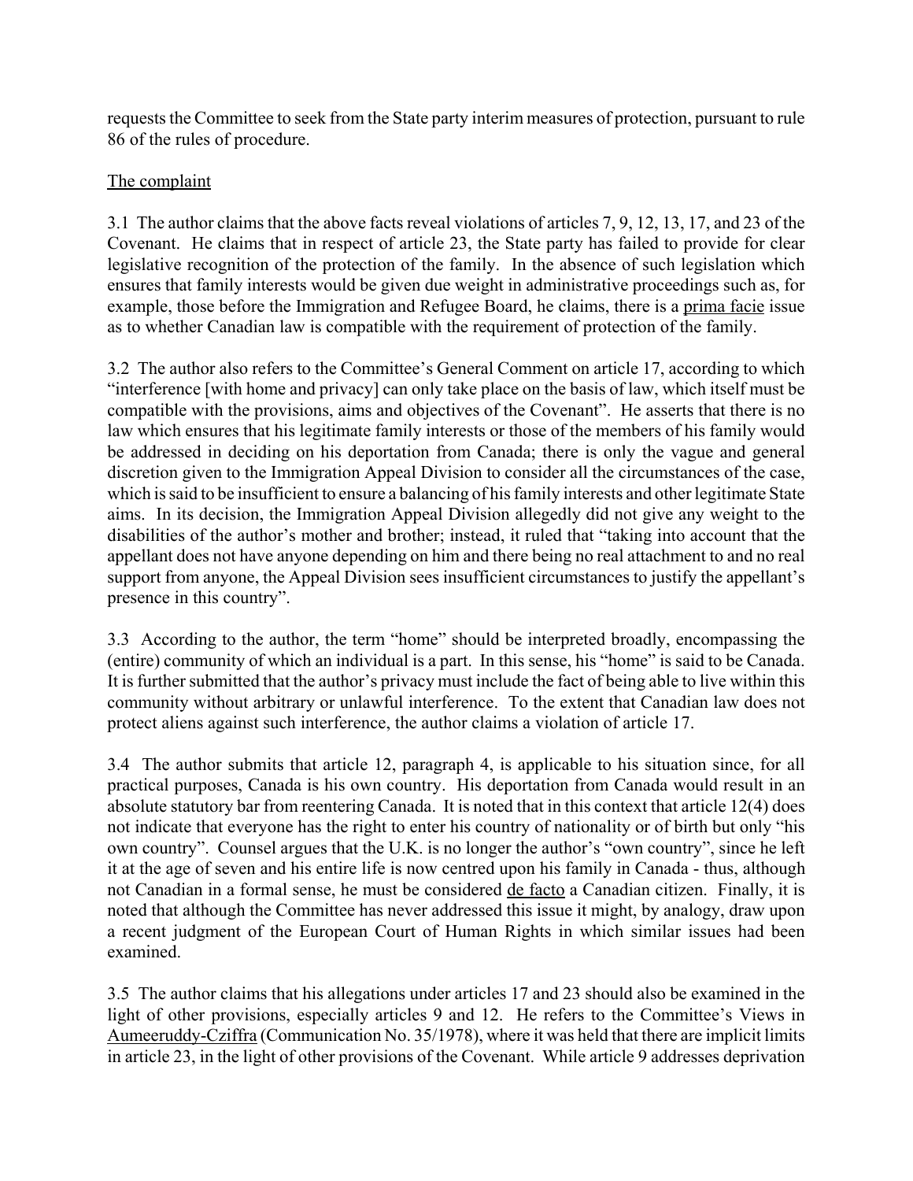requests the Committee to seek from the State party interim measures of protection, pursuant to rule 86 of the rules of procedure.

The complaint

3.1 The author claims that the above facts reveal violations of articles 7, 9, 12, 13, 17, and 23 of the Covenant. He claims that in respect of article 23, the State party has failed to provide for clear legislative recognition of the protection of the family. In the absence of such legislation which ensures that family interests would be given due weight in administrative proceedings such as, for example, those before the Immigration and Refugee Board, he claims, there is a prima facie issue as to whether Canadian law is compatible with the requirement of protection of the family.

3.2 The author also refers to the Committee's General Comment on article 17, according to which "interference [with home and privacy] can only take place on the basis of law, which itself must be compatible with the provisions, aims and objectives of the Covenant". He asserts that there is no law which ensures that his legitimate family interests or those of the members of his family would be addressed in deciding on his deportation from Canada; there is only the vague and general discretion given to the Immigration Appeal Division to consider all the circumstances of the case, which is said to be insufficient to ensure a balancing of his family interests and other legitimate State aims. In its decision, the Immigration Appeal Division allegedly did not give any weight to the disabilities of the author's mother and brother; instead, it ruled that "taking into account that the appellant does not have anyone depending on him and there being no real attachment to and no real support from anyone, the Appeal Division sees insufficient circumstances to justify the appellant's presence in this country".

3.3 According to the author, the term "home" should be interpreted broadly, encompassing the (entire) community of which an individual is a part. In this sense, his "home" is said to be Canada. It is further submitted that the author's privacy must include the fact of being able to live within this community without arbitrary or unlawful interference. To the extent that Canadian law does not protect aliens against such interference, the author claims a violation of article 17.

3.4 The author submits that article 12, paragraph 4, is applicable to his situation since, for all practical purposes, Canada is his own country. His deportation from Canada would result in an absolute statutory bar from reentering Canada. It is noted that in this context that article 12(4) does not indicate that everyone has the right to enter his country of nationality or of birth but only "his own country". Counsel argues that the U.K. is no longer the author's "own country", since he left it at the age of seven and his entire life is now centred upon his family in Canada - thus, although not Canadian in a formal sense, he must be considered de facto a Canadian citizen. Finally, it is noted that although the Committee has never addressed this issue it might, by analogy, draw upon a recent judgment of the European Court of Human Rights in which similar issues had been examined.

3.5 The author claims that his allegations under articles 17 and 23 should also be examined in the light of other provisions, especially articles 9 and 12. He refers to the Committee's Views in Aumeeruddy-Cziffra (Communication No. 35/1978), where it was held that there are implicit limits in article 23, in the light of other provisions of the Covenant. While article 9 addresses deprivation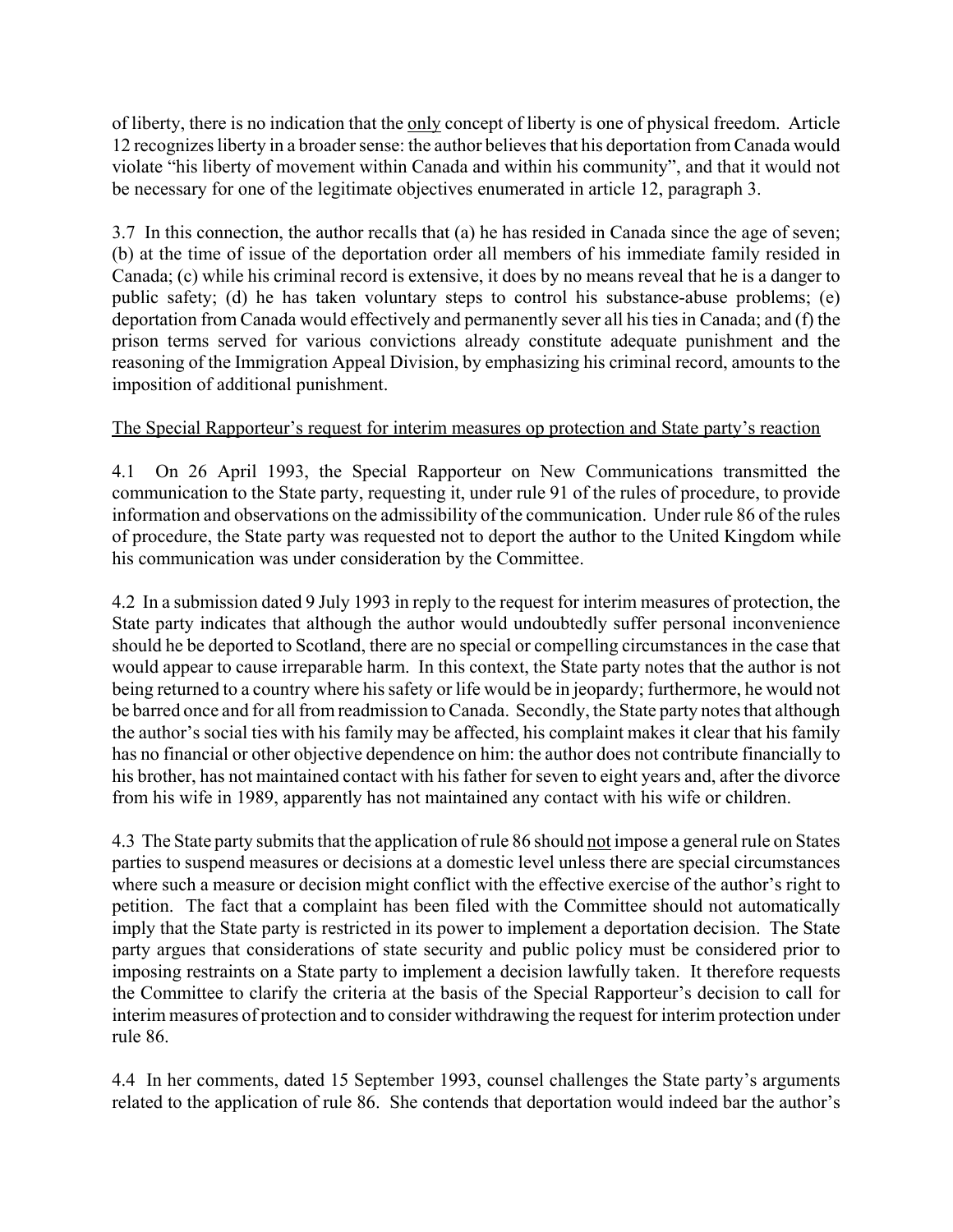of liberty, there is no indication that the only concept of liberty is one of physical freedom. Article 12 recognizes liberty in a broader sense: the author believes that his deportation from Canada would violate "his liberty of movement within Canada and within his community", and that it would not be necessary for one of the legitimate objectives enumerated in article 12, paragraph 3.

3.7 In this connection, the author recalls that (a) he has resided in Canada since the age of seven; (b) at the time of issue of the deportation order all members of his immediate family resided in Canada; (c) while his criminal record is extensive, it does by no means reveal that he is a danger to public safety; (d) he has taken voluntary steps to control his substance-abuse problems; (e) deportation from Canada would effectively and permanently sever all his ties in Canada; and (f) the prison terms served for various convictions already constitute adequate punishment and the reasoning of the Immigration Appeal Division, by emphasizing his criminal record, amounts to the imposition of additional punishment.

The Special Rapporteur's request for interim measures op protection and State party's reaction

4.1 On 26 April 1993, the Special Rapporteur on New Communications transmitted the communication to the State party, requesting it, under rule 91 of the rules of procedure, to provide information and observations on the admissibility of the communication. Under rule 86 of the rules of procedure, the State party was requested not to deport the author to the United Kingdom while his communication was under consideration by the Committee.

4.2 In a submission dated 9 July 1993 in reply to the request for interim measures of protection, the State party indicates that although the author would undoubtedly suffer personal inconvenience should he be deported to Scotland, there are no special or compelling circumstances in the case that would appear to cause irreparable harm. In this context, the State party notes that the author is not being returned to a country where his safety or life would be in jeopardy; furthermore, he would not be barred once and for all from readmission to Canada. Secondly, the State party notes that although the author's social ties with his family may be affected, his complaint makes it clear that his family has no financial or other objective dependence on him: the author does not contribute financially to his brother, has not maintained contact with his father for seven to eight years and, after the divorce from his wife in 1989, apparently has not maintained any contact with his wife or children.

4.3 The State party submits that the application of rule 86 should not impose a general rule on States parties to suspend measures or decisions at a domestic level unless there are special circumstances where such a measure or decision might conflict with the effective exercise of the author's right to petition. The fact that a complaint has been filed with the Committee should not automatically imply that the State party is restricted in its power to implement a deportation decision. The State party argues that considerations of state security and public policy must be considered prior to imposing restraints on a State party to implement a decision lawfully taken. It therefore requests the Committee to clarify the criteria at the basis of the Special Rapporteur's decision to call for interim measures of protection and to consider withdrawing the request for interim protection under rule 86.

4.4 In her comments, dated 15 September 1993, counsel challenges the State party's arguments related to the application of rule 86. She contends that deportation would indeed bar the author's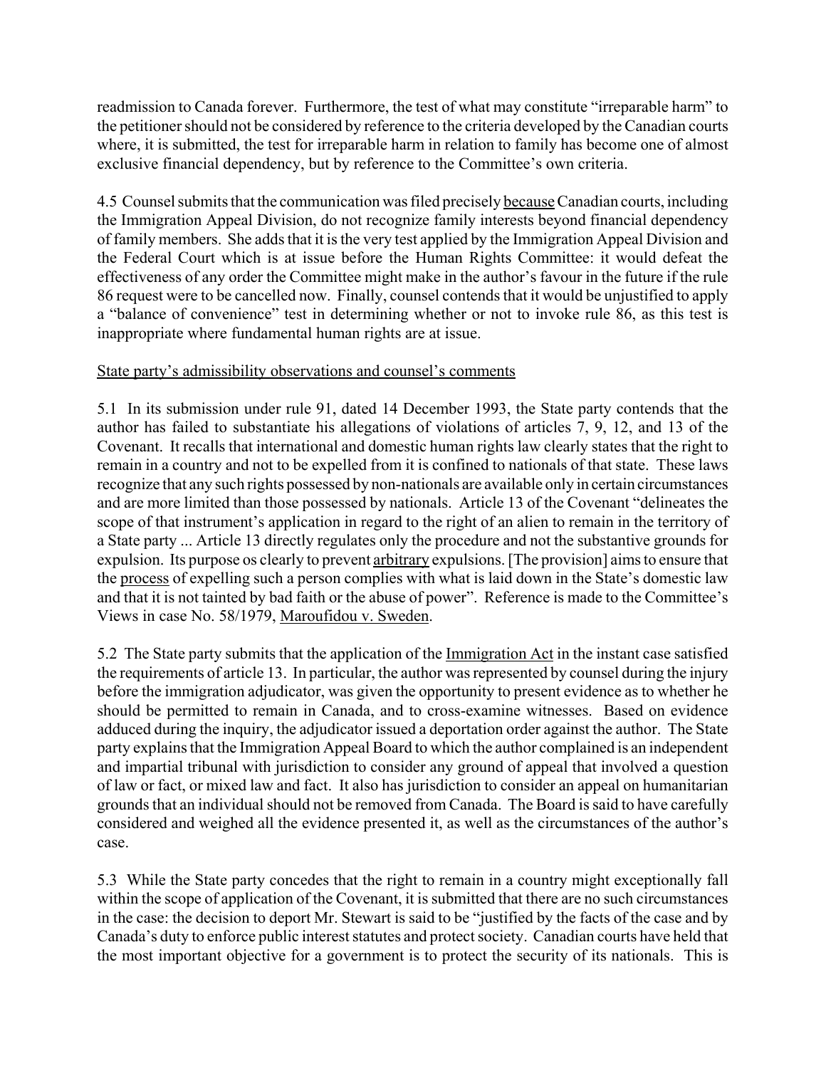readmission to Canada forever. Furthermore, the test of what may constitute "irreparable harm" to the petitioner should not be considered by reference to the criteria developed by the Canadian courts where, it is submitted, the test for irreparable harm in relation to family has become one of almost exclusive financial dependency, but by reference to the Committee's own criteria.

4.5 Counsel submits that the communication was filed precisely because Canadian courts, including the Immigration Appeal Division, do not recognize family interests beyond financial dependency of family members. She adds that it is the very test applied by the Immigration Appeal Division and the Federal Court which is at issue before the Human Rights Committee: it would defeat the effectiveness of any order the Committee might make in the author's favour in the future if the rule 86 request were to be cancelled now. Finally, counsel contends that it would be unjustified to apply a "balance of convenience" test in determining whether or not to invoke rule 86, as this test is inappropriate where fundamental human rights are at issue.

State party's admissibility observations and counsel's comments

5.1 In its submission under rule 91, dated 14 December 1993, the State party contends that the author has failed to substantiate his allegations of violations of articles 7, 9, 12, and 13 of the Covenant. It recalls that international and domestic human rights law clearly states that the right to remain in a country and not to be expelled from it is confined to nationals of that state. These laws recognize that any such rights possessed by non-nationals are available only in certain circumstances and are more limited than those possessed by nationals. Article 13 of the Covenant "delineates the scope of that instrument's application in regard to the right of an alien to remain in the territory of a State party ... Article 13 directly regulates only the procedure and not the substantive grounds for expulsion. Its purpose os clearly to prevent arbitrary expulsions. [The provision] aims to ensure that the process of expelling such a person complies with what is laid down in the State's domestic law and that it is not tainted by bad faith or the abuse of power". Reference is made to the Committee's Views in case No. 58/1979, Maroufidou v. Sweden.

5.2 The State party submits that the application of the Immigration Act in the instant case satisfied the requirements of article 13. In particular, the author was represented by counsel during the injury before the immigration adjudicator, was given the opportunity to present evidence as to whether he should be permitted to remain in Canada, and to cross-examine witnesses. Based on evidence adduced during the inquiry, the adjudicator issued a deportation order against the author. The State party explains that the Immigration Appeal Board to which the author complained is an independent and impartial tribunal with jurisdiction to consider any ground of appeal that involved a question of law or fact, or mixed law and fact. It also has jurisdiction to consider an appeal on humanitarian grounds that an individual should not be removed from Canada. The Board is said to have carefully considered and weighed all the evidence presented it, as well as the circumstances of the author's case.

5.3 While the State party concedes that the right to remain in a country might exceptionally fall within the scope of application of the Covenant, it is submitted that there are no such circumstances in the case: the decision to deport Mr. Stewart is said to be "justified by the facts of the case and by Canada's duty to enforce public interest statutes and protect society. Canadian courts have held that the most important objective for a government is to protect the security of its nationals. This is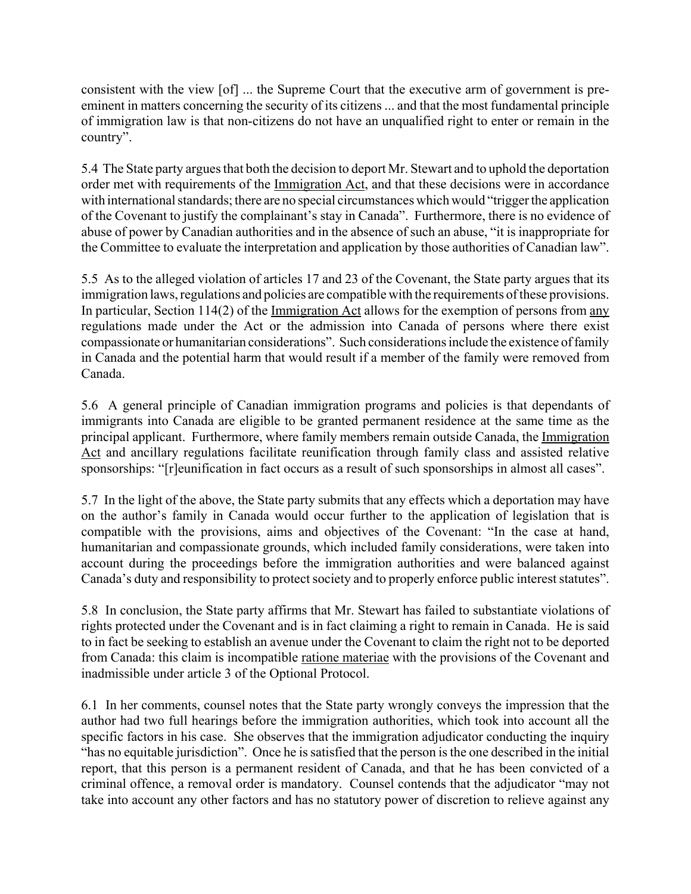consistent with the view [of] ... the Supreme Court that the executive arm of government is pre-eminent in matters concerning the security of its citizens ... and that the most fundamental principle of immigration law is that non-citizens do not have an unqualified right to enter or remain in the country".

5.4 The State party argues that both the decision to deport Mr. Stewart and to uphold the deportation order met with requirements of the Immigration Act, and that these decisions were in accordance with international standards; there are no special circumstances which would "trigger the application of the Covenant to justify the complainant's stay in Canada". Furthermore, there is no evidence of abuse of power by Canadian authorities and in the absence of such an abuse, "it is inappropriate for the Committee to evaluate the interpretation and application by those authorities of Canadian law".

5.5 As to the alleged violation of articles 17 and 23 of the Covenant, the State party argues that its immigration laws, regulations and policies are compatible with the requirements of these provisions. In particular, Section 114(2) of the Immigration Act allows for the exemption of persons from any regulations made under the Act or the admission into Canada of persons where there exist compassionate or humanitarian considerations". Such considerations include the existence of family in Canada and the potential harm that would result if a member of the family were removed from Canada.

5.6 A general principle of Canadian immigration programs and policies is that dependants of immigrants into Canada are eligible to be granted permanent residence at the same time as the principal applicant. Furthermore, where family members remain outside Canada, the Immigration Act and ancillary regulations facilitate reunification through family class and assisted relative sponsorships: "[r]eunification in fact occurs as a result of such sponsorships in almost all cases".

5.7 In the light of the above, the State party submits that any effects which a deportation may have on the author's family in Canada would occur further to the application of legislation that is compatible with the provisions, aims and objectives of the Covenant: "In the case at hand, humanitarian and compassionate grounds, which included family considerations, were taken into account during the proceedings before the immigration authorities and were balanced against Canada's duty and responsibility to protect society and to properly enforce public interest statutes".

5.8 In conclusion, the State party affirms that Mr. Stewart has failed to substantiate violations of rights protected under the Covenant and is in fact claiming a right to remain in Canada. He is said to in fact be seeking to establish an avenue under the Covenant to claim the right not to be deported from Canada: this claim is incompatible ratione materiae with the provisions of the Covenant and inadmissible under article 3 of the Optional Protocol.

6.1 In her comments, counsel notes that the State party wrongly conveys the impression that the author had two full hearings before the immigration authorities, which took into account all the specific factors in his case. She observes that the immigration adjudicator conducting the inquiry "has no equitable jurisdiction". Once he is satisfied that the person is the one described in the initial report, that this person is a permanent resident of Canada, and that he has been convicted of a criminal offence, a removal order is mandatory. Counsel contends that the adjudicator "may not take into account any other factors and has no statutory power of discretion to relieve against any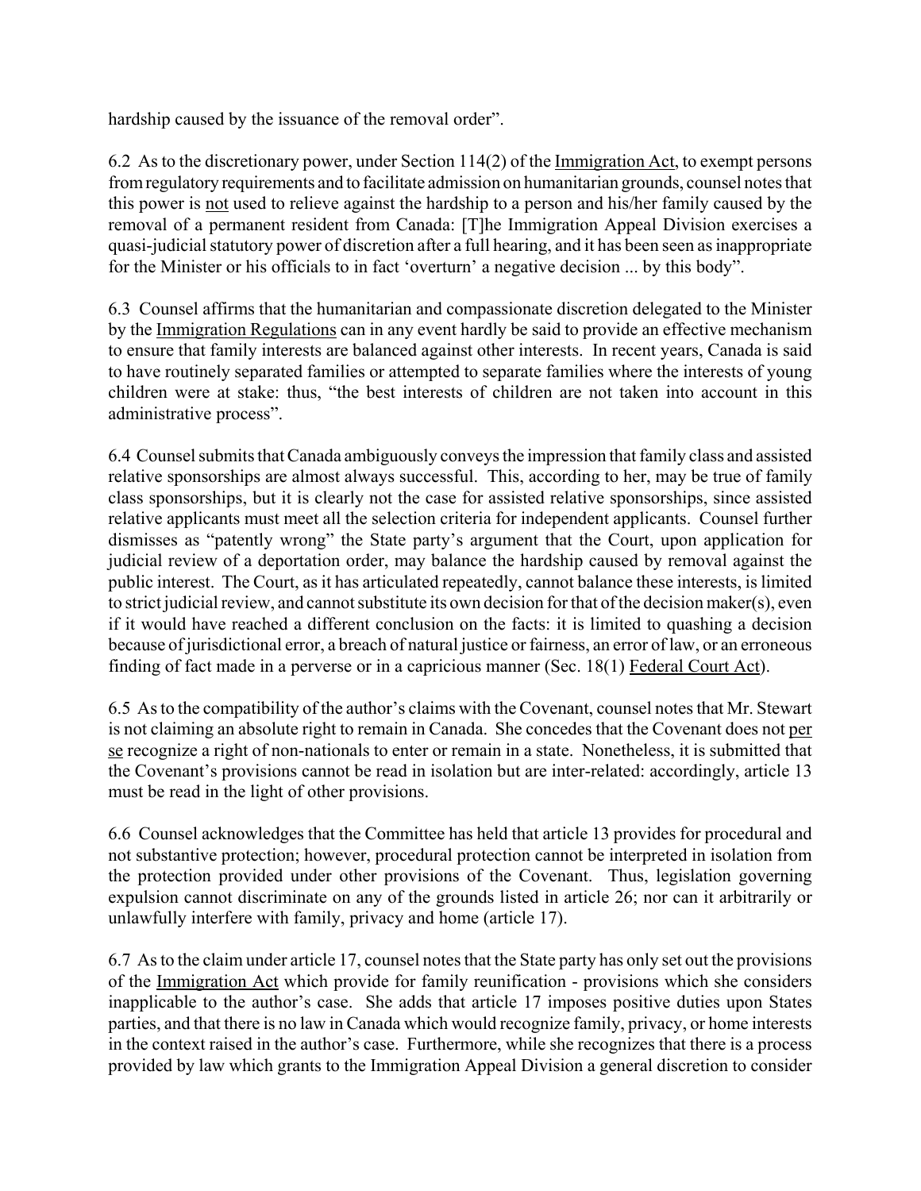hardship caused by the issuance of the removal order".

6.2 As to the discretionary power, under Section 114(2) of the Immigration Act, to exempt persons from regulatory requirements and to facilitate admission on humanitarian grounds, counsel notes that this power is not used to relieve against the hardship to a person and his/her family caused by the removal of a permanent resident from Canada: [T]he Immigration Appeal Division exercises a quasi-judicial statutory power of discretion after a full hearing, and it has been seen as inappropriate for the Minister or his officials to in fact 'overturn' a negative decision ... by this body".

6.3 Counsel affirms that the humanitarian and compassionate discretion delegated to the Minister by the Immigration Regulations can in any event hardly be said to provide an effective mechanism to ensure that family interests are balanced against other interests. In recent years, Canada is said to have routinely separated families or attempted to separate families where the interests of young children were at stake: thus, "the best interests of children are not taken into account in this administrative process".

6.4 Counsel submits that Canada ambiguously conveys the impression that family class and assisted relative sponsorships are almost always successful. This, according to her, may be true of family class sponsorships, but it is clearly not the case for assisted relative sponsorships, since assisted relative applicants must meet all the selection criteria for independent applicants. Counsel further dismisses as "patently wrong" the State party's argument that the Court, upon application for judicial review of a deportation order, may balance the hardship caused by removal against the public interest. The Court, as it has articulated repeatedly, cannot balance these interests, is limited to strict judicial review, and cannot substitute its own decision for that of the decision maker(s), even if it would have reached a different conclusion on the facts: it is limited to quashing a decision because of jurisdictional error, a breach of natural justice or fairness, an error of law, or an erroneous finding of fact made in a perverse or in a capricious manner (Sec. 18(1) Federal Court Act).

6.5 As to the compatibility of the author's claims with the Covenant, counsel notes that Mr. Stewart is not claiming an absolute right to remain in Canada. She concedes that the Covenant does not per se recognize a right of non-nationals to enter or remain in a state. Nonetheless, it is submitted that the Covenant's provisions cannot be read in isolation but are inter-related: accordingly, article 13 must be read in the light of other provisions.

6.6 Counsel acknowledges that the Committee has held that article 13 provides for procedural and not substantive protection; however, procedural protection cannot be interpreted in isolation from the protection provided under other provisions of the Covenant. Thus, legislation governing expulsion cannot discriminate on any of the grounds listed in article 26; nor can it arbitrarily or unlawfully interfere with family, privacy and home (article 17).

6.7 As to the claim under article 17, counsel notes that the State party has only set out the provisions of the Immigration Act which provide for family reunification - provisions which she considers inapplicable to the author's case. She adds that article 17 imposes positive duties upon States parties, and that there is no law in Canada which would recognize family, privacy, or home interests in the context raised in the author's case. Furthermore, while she recognizes that there is a process provided by law which grants to the Immigration Appeal Division a general discretion to consider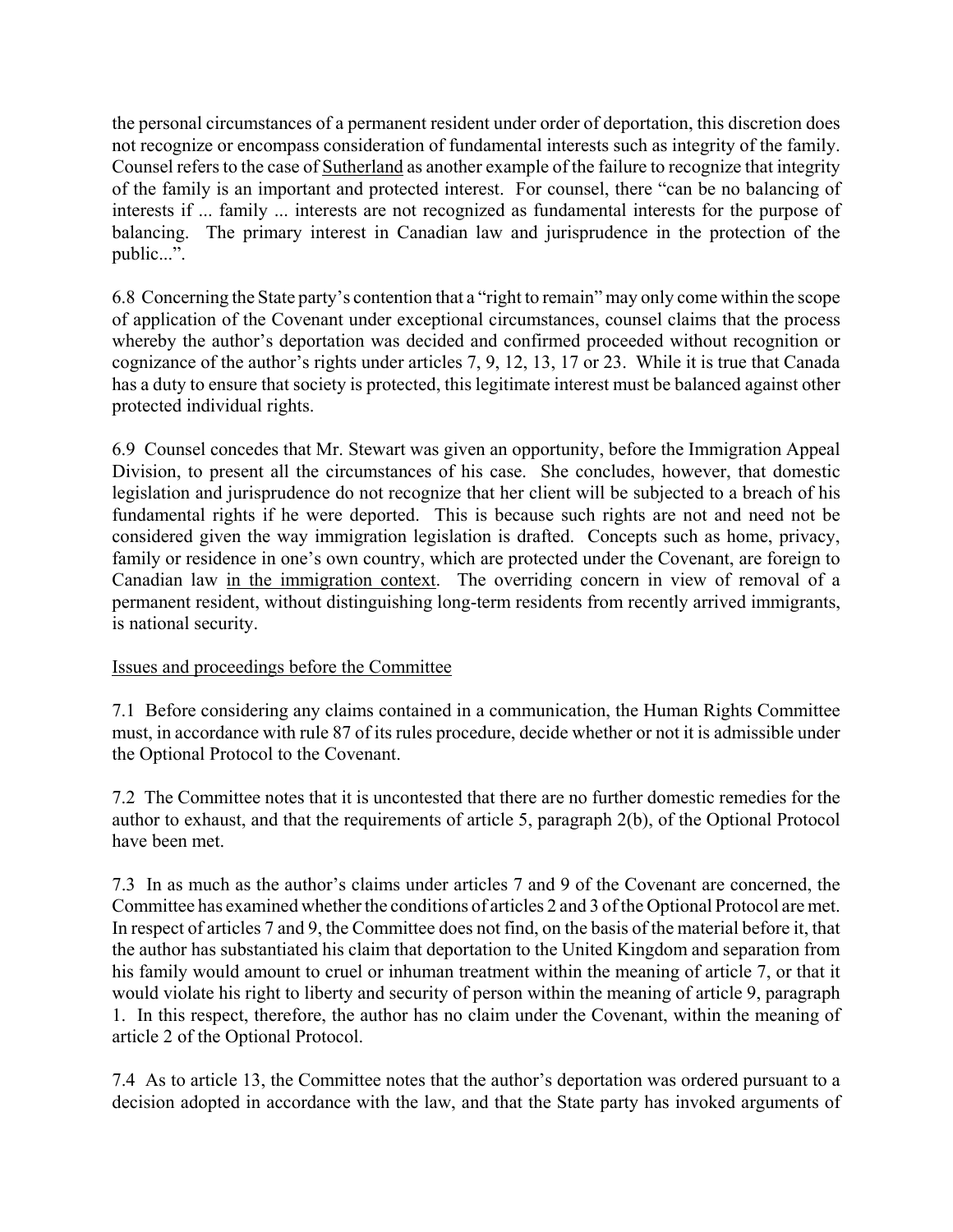the personal circumstances of a permanent resident under order of deportation, this discretion does not recognize or encompass consideration of fundamental interests such as integrity of the family. Counsel refers to the case of Sutherland as another example of the failure to recognize that integrity of the family is an important and protected interest. For counsel, there "can be no balancing of interests if ... family ... interests are not recognized as fundamental interests for the purpose of balancing. The primary interest in Canadian law and jurisprudence in the protection of the public...".

6.8 Concerning the State party's contention that a "right to remain" may only come within the scope of application of the Covenant under exceptional circumstances, counsel claims that the process whereby the author's deportation was decided and confirmed proceeded without recognition or cognizance of the author's rights under articles 7, 9, 12, 13, 17 or 23. While it is true that Canada has a duty to ensure that society is protected, this legitimate interest must be balanced against other protected individual rights.

6.9 Counsel concedes that Mr. Stewart was given an opportunity, before the Immigration Appeal Division, to present all the circumstances of his case. She concludes, however, that domestic legislation and jurisprudence do not recognize that her client will be subjected to a breach of his fundamental rights if he were deported. This is because such rights are not and need not be considered given the way immigration legislation is drafted. Concepts such as home, privacy, family or residence in one's own country, which are protected under the Covenant, are foreign to Canadian law in the immigration context. The overriding concern in view of removal of a permanent resident, without distinguishing long-term residents from recently arrived immigrants, is national security.

## Issues and proceedings before the Committee

7.1 Before considering any claims contained in a communication, the Human Rights Committee must, in accordance with rule 87 of its rules procedure, decide whether or not it is admissible under the Optional Protocol to the Covenant.

7.2 The Committee notes that it is uncontested that there are no further domestic remedies for the author to exhaust, and that the requirements of article 5, paragraph 2(b), of the Optional Protocol have been met.

7.3 In as much as the author's claims under articles 7 and 9 of the Covenant are concerned, the Committee has examined whether the conditions of articles 2 and 3 of the Optional Protocol are met. In respect of articles 7 and 9, the Committee does not find, on the basis of the material before it, that the author has substantiated his claim that deportation to the United Kingdom and separation from his family would amount to cruel or inhuman treatment within the meaning of article 7, or that it would violate his right to liberty and security of person within the meaning of article 9, paragraph 1. In this respect, therefore, the author has no claim under the Covenant, within the meaning of article 2 of the Optional Protocol.

7.4 As to article 13, the Committee notes that the author's deportation was ordered pursuant to a decision adopted in accordance with the law, and that the State party has invoked arguments of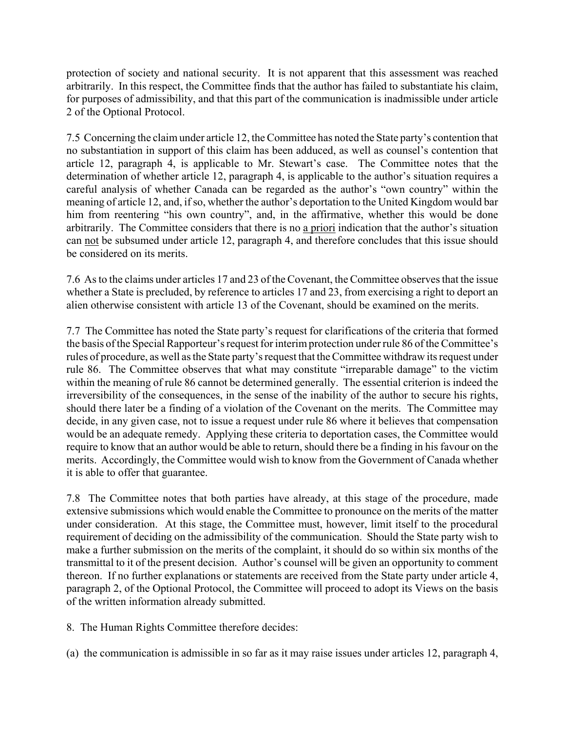protection of society and national security. It is not apparent that this assessment was reached arbitrarily. In this respect, the Committee finds that the author has failed to substantiate his claim, for purposes of admissibility, and that this part of the communication is inadmissible under article 2 of the Optional Protocol.

7.5 Concerning the claim under article 12, the Committee has noted the State party's contention that no substantiation in support of this claim has been adduced, as well as counsel's contention that article 12, paragraph 4, is applicable to Mr. Stewart's case. The Committee notes that the determination of whether article 12, paragraph 4, is applicable to the author's situation requires a careful analysis of whether Canada can be regarded as the author's "own country" within the meaning of article 12, and, if so, whether the author's deportation to the United Kingdom would bar him from reentering "his own country", and, in the affirmative, whether this would be done arbitrarily. The Committee considers that there is no a priori indication that the author's situation can not be subsumed under article 12, paragraph 4, and therefore concludes that this issue should be considered on its merits.

7.6 As to the claims under articles 17 and 23 of the Covenant, the Committee observes that the issue whether a State is precluded, by reference to articles 17 and 23, from exercising a right to deport an alien otherwise consistent with article 13 of the Covenant, should be examined on the merits.

7.7 The Committee has noted the State party's request for clarifications of the criteria that formed the basis of the Special Rapporteur's request for interim protection under rule 86 of the Committee's rules of procedure, as well as the State party's request that the Committee withdraw its request under rule 86. The Committee observes that what may constitute "irreparable damage" to the victim within the meaning of rule 86 cannot be determined generally. The essential criterion is indeed the irreversibility of the consequences, in the sense of the inability of the author to secure his rights, should there later be a finding of a violation of the Covenant on the merits. The Committee may decide, in any given case, not to issue a request under rule 86 where it believes that compensation would be an adequate remedy. Applying these criteria to deportation cases, the Committee would require to know that an author would be able to return, should there be a finding in his favour on the merits. Accordingly, the Committee would wish to know from the Government of Canada whether it is able to offer that guarantee.

7.8 The Committee notes that both parties have already, at this stage of the procedure, made extensive submissions which would enable the Committee to pronounce on the merits of the matter under consideration. At this stage, the Committee must, however, limit itself to the procedural requirement of deciding on the admissibility of the communication. Should the State party wish to make a further submission on the merits of the complaint, it should do so within six months of the transmittal to it of the present decision. Author's counsel will be given an opportunity to comment thereon. If no further explanations or statements are received from the State party under article 4, paragraph 2, of the Optional Protocol, the Committee will proceed to adopt its Views on the basis of the written information already submitted.

8. The Human Rights Committee therefore decides:

(a) the communication is admissible in so far as it may raise issues under articles 12, paragraph 4,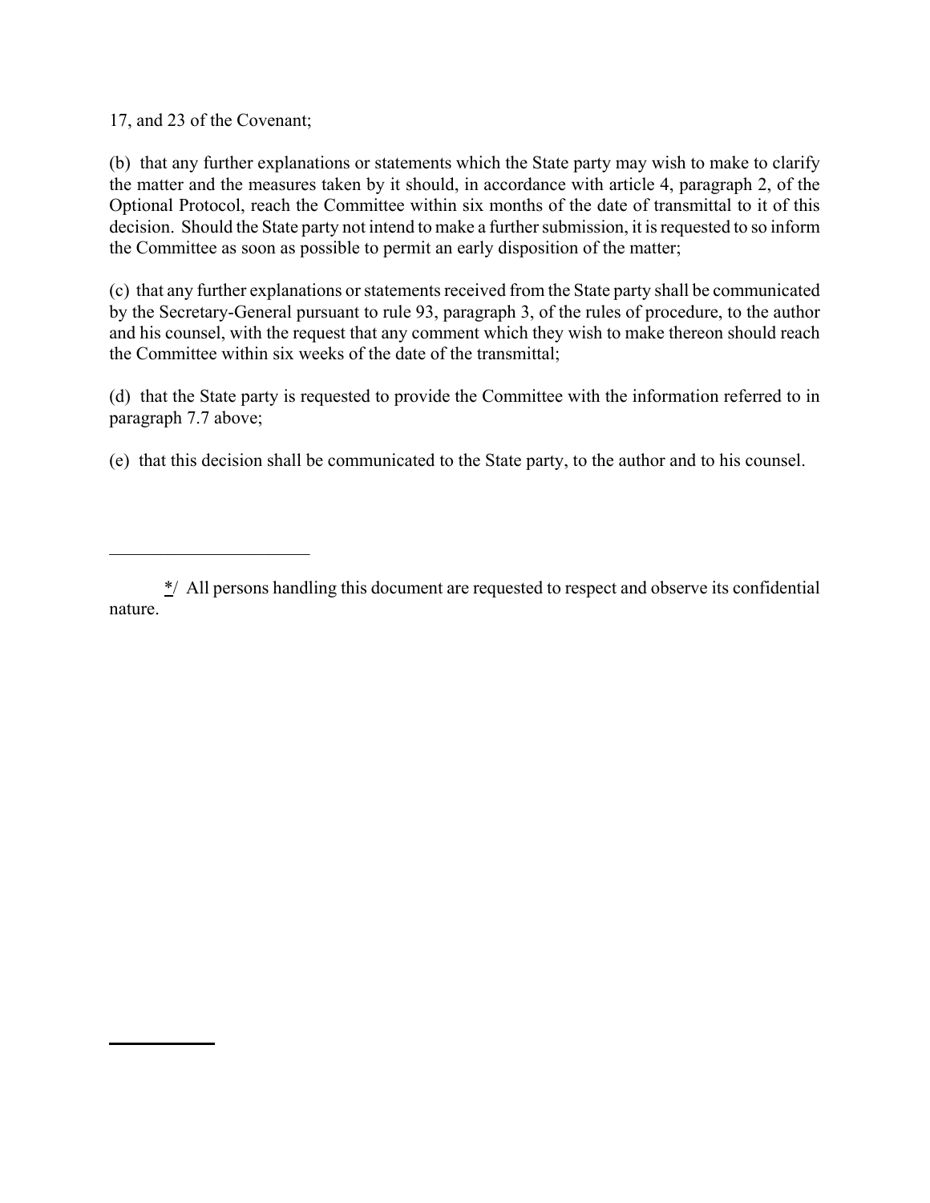17, and 23 of the Covenant;

(b) that any further explanations or statements which the State party may wish to make to clarify the matter and the measures taken by it should, in accordance with article 4, paragraph 2, of the Optional Protocol, reach the Committee within six months of the date of transmittal to it of this decision. Should the State party not intend to make a further submission, it is requested to so inform the Committee as soon as possible to permit an early disposition of the matter;

(c) that any further explanations or statements received from the State party shall be communicated by the Secretary-General pursuant to rule 93, paragraph 3, of the rules of procedure, to the author and his counsel, with the request that any comment which they wish to make thereon should reach the Committee within six weeks of the date of the transmittal;

(d) that the State party is requested to provide the Committee with the information referred to in paragraph 7.7 above;

(e) that this decision shall be communicated to the State party, to the author and to his counsel.

---

*/ All persons handling this document are requested to respect and observe its confidential nature.